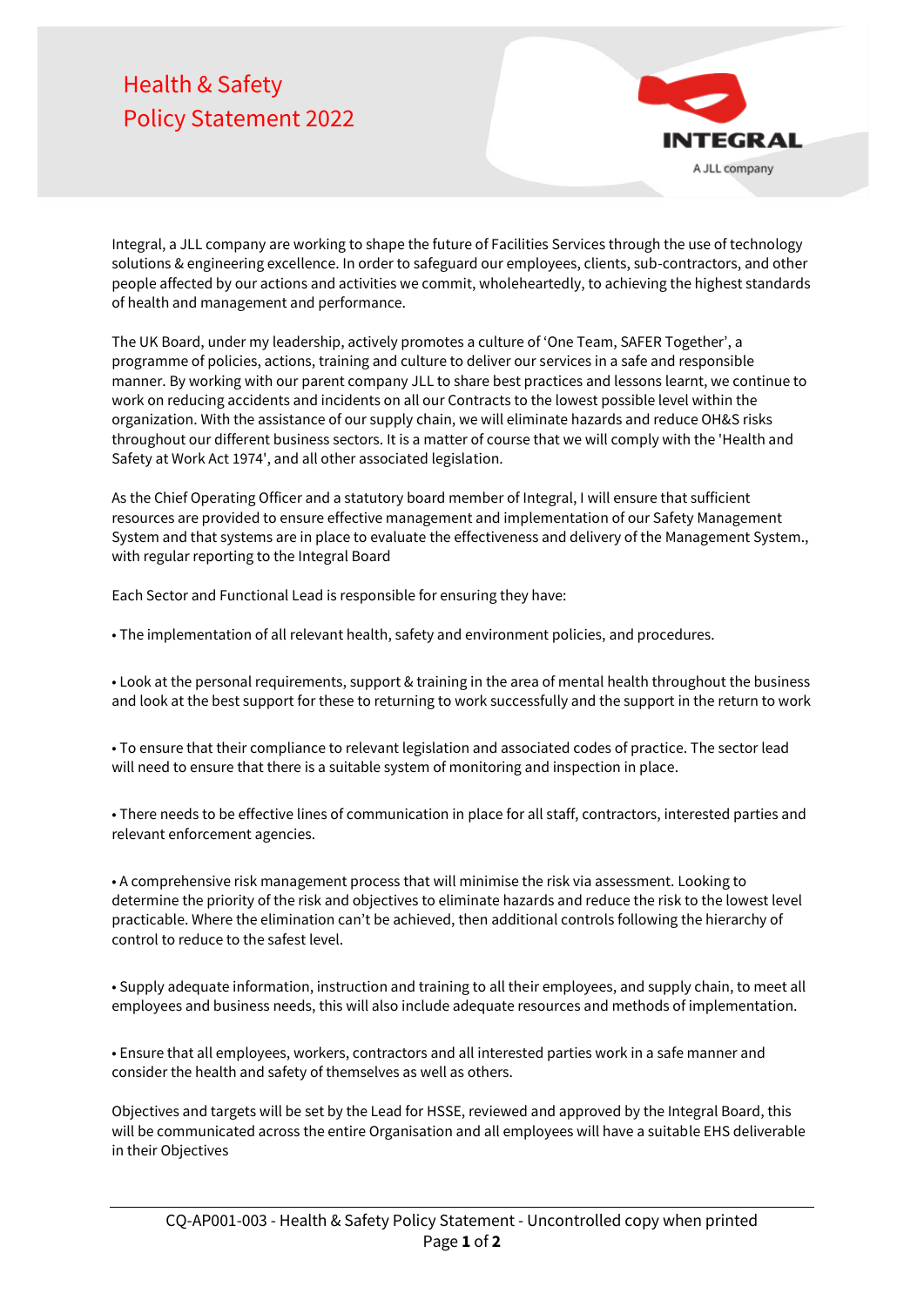# Health & Safety Policy Statement 2022

INTEGRAL

A JLL company

Integral, a JLL company are working to shape the future of Facilities Services through the use of technology solutions & engineering excellence. In order to safeguard our employees, clients, sub-contractors, and other people affected by our actions and activities we commit, wholeheartedly, to achieving the highest standards of health and management and performance.

The UK Board, under my leadership, actively promotes a culture of 'One Team, SAFER Together', a programme of policies, actions, training and culture to deliver our services in a safe and responsible manner. By working with our parent company JLL to share best practices and lessons learnt, we continue to work on reducing accidents and incidents on all our Contracts to the lowest possible level within the organization. With the assistance of our supply chain, we will eliminate hazards and reduce OH&S risks throughout our different business sectors. It is a matter of course that we will comply with the 'Health and Safety at Work Act 1974', and all other associated legislation.

As the Chief Operating Officer and a statutory board member of Integral, I will ensure that sufficient resources are provided to ensure effective management and implementation of our Safety Management System and that systems are in place to evaluate the effectiveness and delivery of the Management System., with regular reporting to the Integral Board

Each Sector and Functional Lead is responsible for ensuring they have:

- The implementation of all relevant health, safety and environment policies, and procedures.

- Look at the personal requirements, support & training in the area of mental health throughout the business and look at the best support for these to returning to work successfully and the support in the return to work

- To ensure that their compliance to relevant legislation and associated codes of practice. The sector lead will need to ensure that there is a suitable system of monitoring and inspection in place.

- There needs to be effective lines of communication in place for all staff, contractors, interested parties and relevant enforcement agencies.

- A comprehensive risk management process that will minimise the risk via assessment. Looking to determine the priority of the risk and objectives to eliminate hazards and reduce the risk to the lowest level practicable. Where the elimination can't be achieved, then additional controls following the hierarchy of control to reduce to the safest level.

- Supply adequate information, instruction and training to all their employees, and supply chain, to meet all employees and business needs, this will also include adequate resources and methods of implementation.

- Ensure that all employees, workers, contractors and all interested parties work in a safe manner and consider the health and safety of themselves as well as others.

Objectives and targets will be set by the Lead for HSSE, reviewed and approved by the Integral Board, this will be communicated across the entire Organisation and all employees will have a suitable EHS deliverable in their Objectives

CQ-AP001-003 - Health & Safety Policy Statement - Uncontrolled copy when printed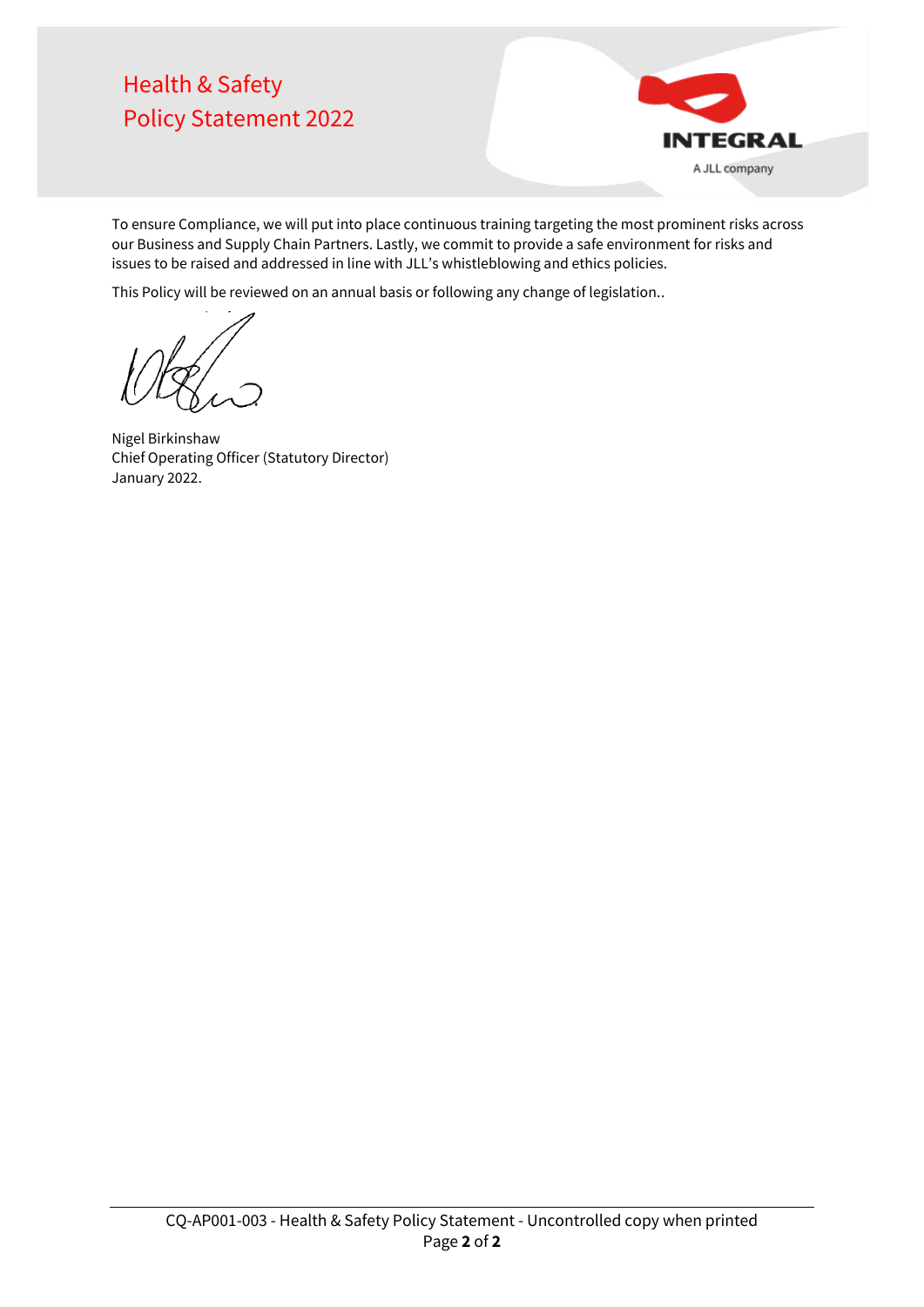# Health & Safety
# Policy Statement 2022

To ensure Compliance, we will put into place continuous training targeting the most prominent risks across our Business and Supply Chain Partners. Lastly, we commit to provide a safe environment for risks and issues to be raised and addressed in line with JLL's whistleblowing and ethics policies.

This Policy will be reviewed on an annual basis or following any change of legislation..

Nigel Birkinshaw
Chief Operating Officer (Statutory Director)
January 2022.